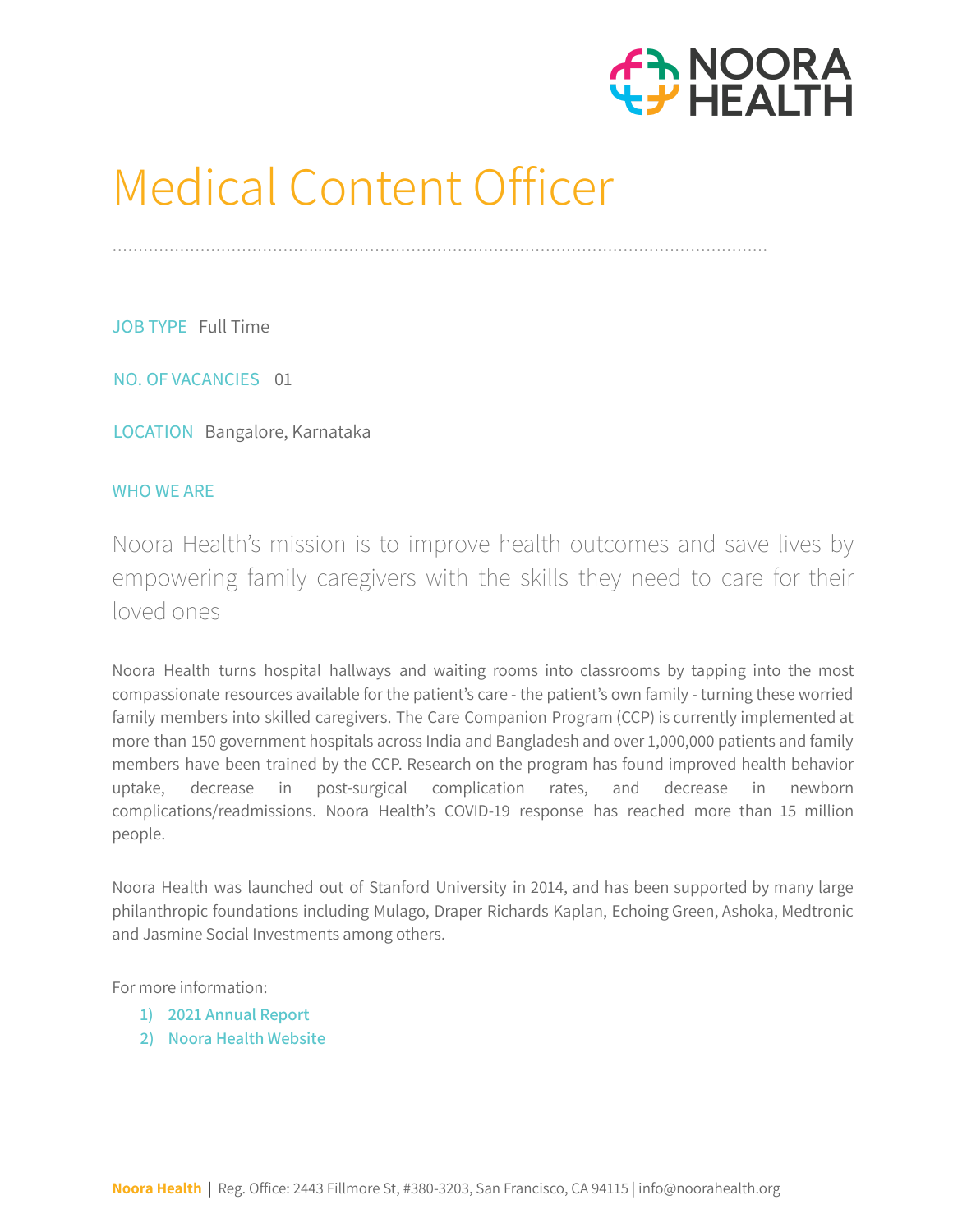# Medical Content Officer

JOB TYPE Full Time

NO. OF VACANCIES 01

LOCATION Bangalore, Karnataka

## WHO WE ARE

Noora Health's mission is to improve health outcomes and save lives by empowering family caregivers with the skills they need to care for their loved ones

Noora Health turns hospital hallways and waiting rooms into classrooms by tapping into the most compassionate resources available for the patient's care - the patient's own family - turning these worried family members into skilled caregivers. The Care Companion Program (CCP) is currently implemented at more than 150 government hospitals across India and Bangladesh and over 1,000,000 patients and family members have been trained by the CCP. Research on the program has found improved health behavior uptake, decrease in post-surgical complication rates, and decrease in newborn complications/readmissions. Noora Health's COVID-19 response has reached more than 15 million people.

Noora Health was launched out of Stanford University in 2014, and has been supported by many large philanthropic foundations including Mulago, Draper Richards Kaplan, Echoing Green, Ashoka, Medtronic and Jasmine Social Investments among others.

For more information:

1) 2021 Annual Report
2) Noora Health Website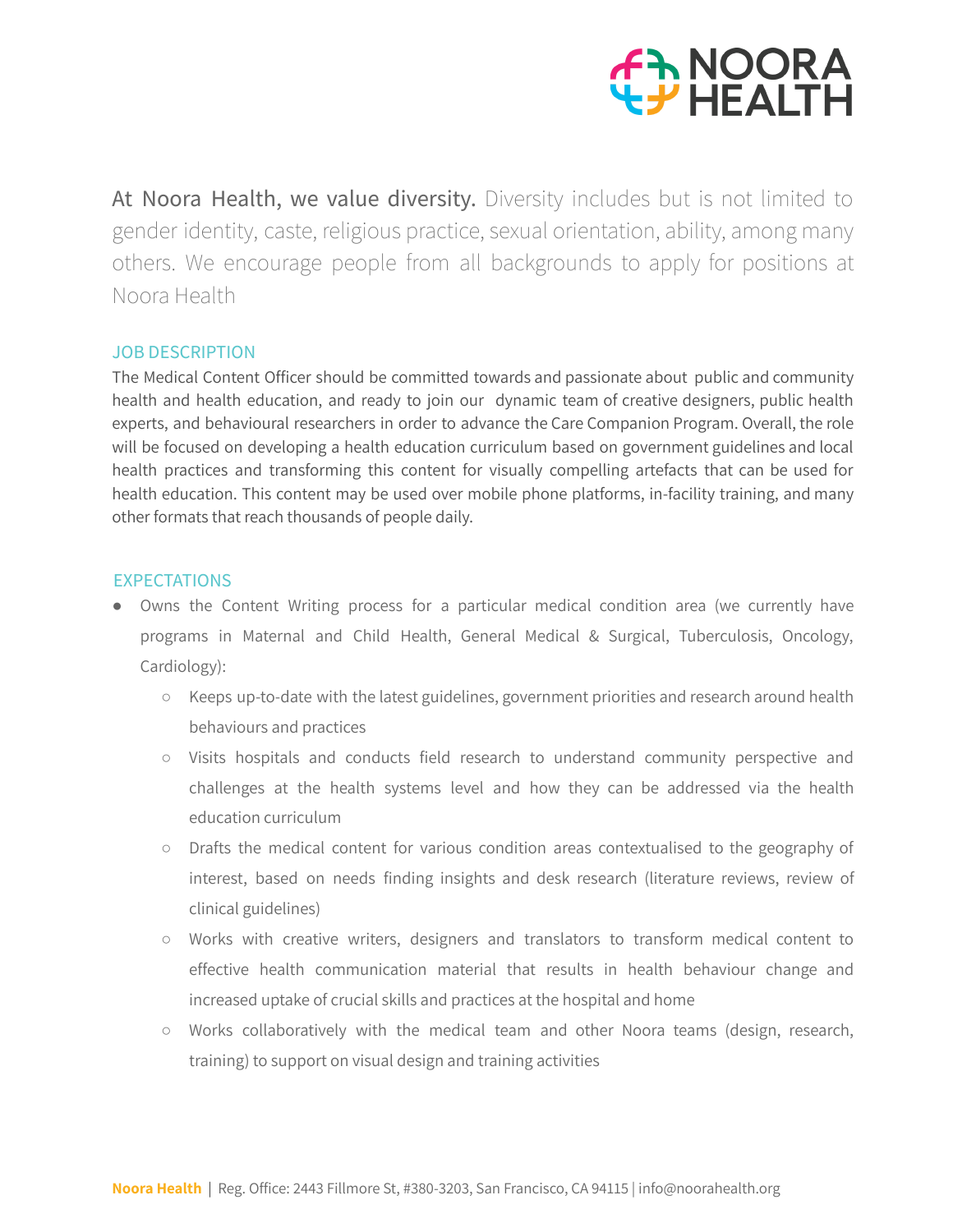At Noora Health, we value diversity. Diversity includes but is not limited to gender identity, caste, religious practice, sexual orientation, ability, among many others. We encourage people from all backgrounds to apply for positions at Noora Health

## JOB DESCRIPTION

The Medical Content Officer should be committed towards and passionate about public and community health and health education, and ready to join our dynamic team of creative designers, public health experts, and behavioural researchers in order to advance the Care Companion Program. Overall, the role will be focused on developing a health education curriculum based on government guidelines and local health practices and transforming this content for visually compelling artefacts that can be used for health education. This content may be used over mobile phone platforms, in-facility training, and many other formats that reach thousands of people daily.

## EXPECTATIONS

- Owns the Content Writing process for a particular medical condition area (we currently have programs in Maternal and Child Health, General Medical & Surgical, Tuberculosis, Oncology, Cardiology):
  - Keeps up-to-date with the latest guidelines, government priorities and research around health behaviours and practices
  - Visits hospitals and conducts field research to understand community perspective and challenges at the health systems level and how they can be addressed via the health education curriculum
  - Drafts the medical content for various condition areas contextualised to the geography of interest, based on needs finding insights and desk research (literature reviews, review of clinical guidelines)
  - Works with creative writers, designers and translators to transform medical content to effective health communication material that results in health behaviour change and increased uptake of crucial skills and practices at the hospital and home
  - Works collaboratively with the medical team and other Noora teams (design, research, training) to support on visual design and training activities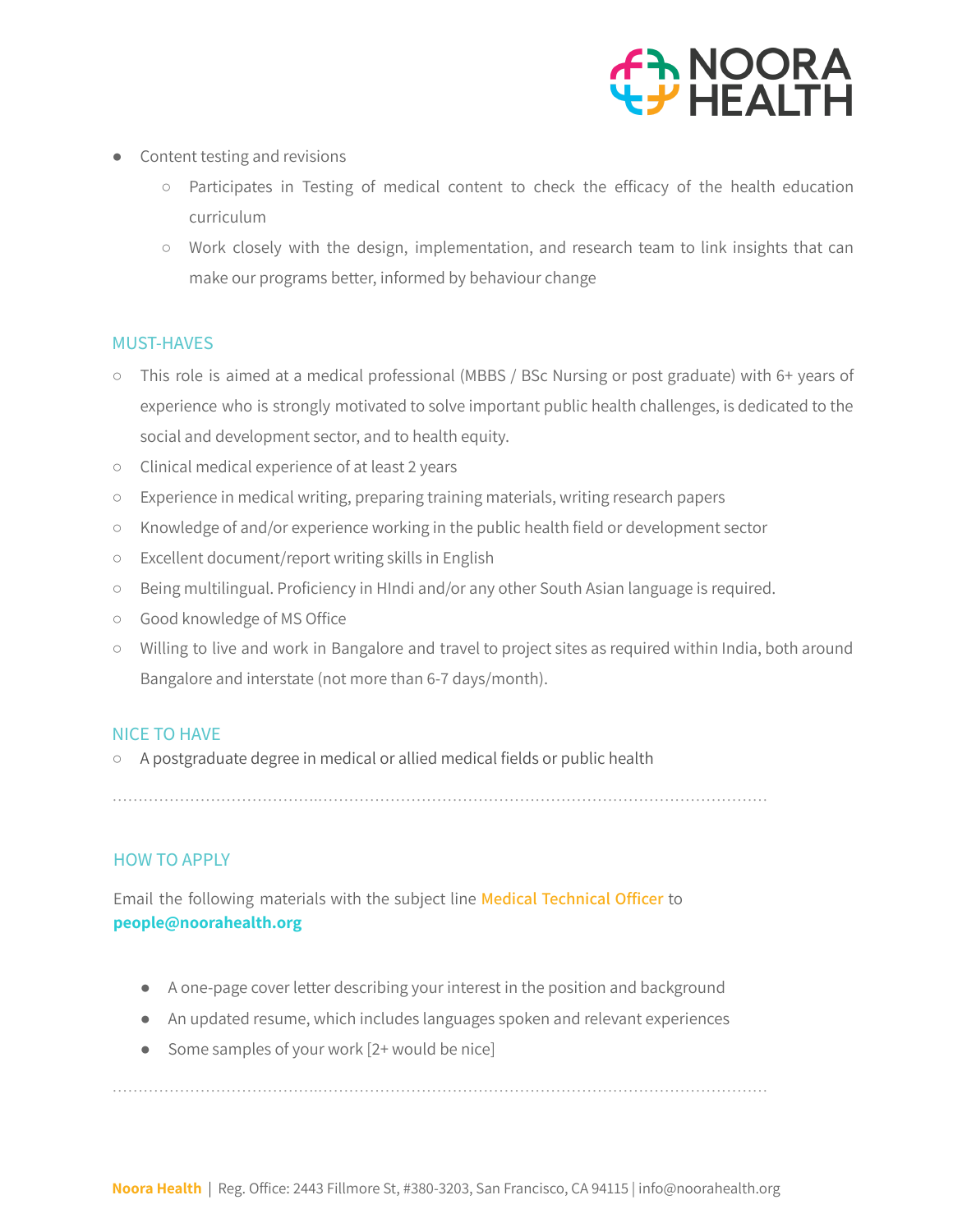- Content testing and revisions
  - Participates in Testing of medical content to check the efficacy of the health education curriculum
  - Work closely with the design, implementation, and research team to link insights that can make our programs better, informed by behaviour change

## MUST-HAVES

- This role is aimed at a medical professional (MBBS / BSc Nursing or post graduate) with 6+ years of experience who is strongly motivated to solve important public health challenges, is dedicated to the social and development sector, and to health equity.
- Clinical medical experience of at least 2 years
- Experience in medical writing, preparing training materials, writing research papers
- Knowledge of and/or experience working in the public health field or development sector
- Excellent document/report writing skills in English
- Being multilingual. Proficiency in HIndi and/or any other South Asian language is required.
- Good knowledge of MS Office
- Willing to live and work in Bangalore and travel to project sites as required within India, both around Bangalore and interstate (not more than 6-7 days/month).

## NICE TO HAVE

- A postgraduate degree in medical or allied medical fields or public health

---

## HOW TO APPLY

Email the following materials with the subject line Medical Technical Officer to **people@noorahealth.org**

- A one-page cover letter describing your interest in the position and background
- An updated resume, which includes languages spoken and relevant experiences
- Some samples of your work [2+ would be nice]

---